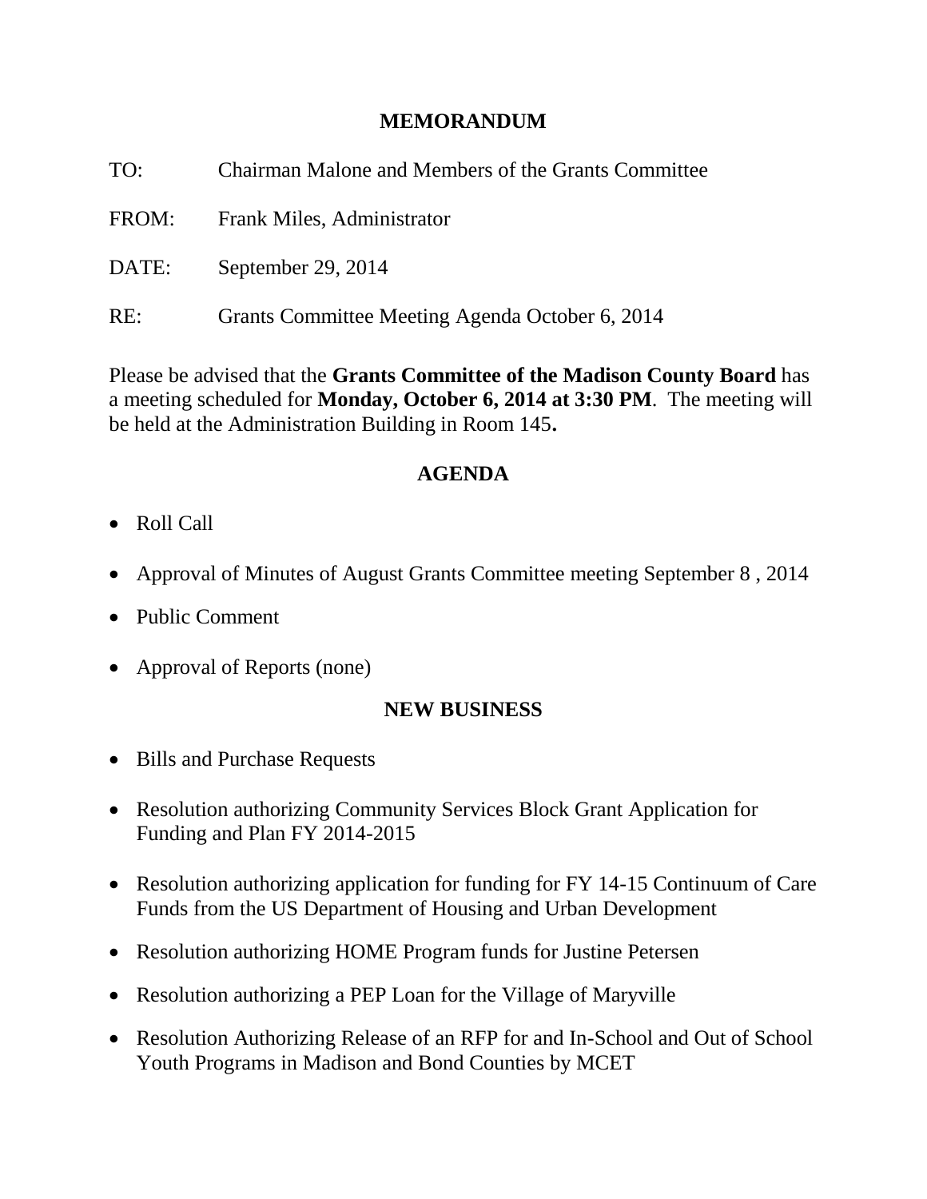# MEMORANDUM

TO: Chairman Malone and Members of the Grants Committee

FROM: Frank Miles, Administrator

DATE: September 29, 2014

RE: Grants Committee Meeting Agenda October 6, 2014

Please be advised that the **Grants Committee of the Madison County Board** has a meeting scheduled for **Monday, October 6, 2014 at 3:30 PM**. The meeting will be held at the Administration Building in Room 145**.**

## AGENDA

- Roll Call
- Approval of Minutes of August Grants Committee meeting September 8 , 2014
- Public Comment
- Approval of Reports (none)

## NEW BUSINESS

- Bills and Purchase Requests
- Resolution authorizing Community Services Block Grant Application for Funding and Plan FY 2014-2015
- Resolution authorizing application for funding for FY 14-15 Continuum of Care Funds from the US Department of Housing and Urban Development
- Resolution authorizing HOME Program funds for Justine Petersen
- Resolution authorizing a PEP Loan for the Village of Maryville
- Resolution Authorizing Release of an RFP for and In-School and Out of School Youth Programs in Madison and Bond Counties by MCET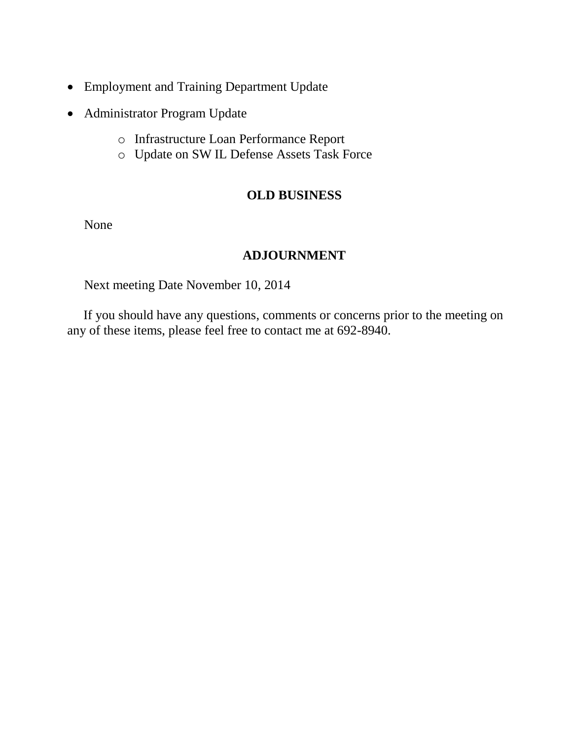- Employment and Training Department Update
- Administrator Program Update
    - Infrastructure Loan Performance Report
    - Update on SW IL Defense Assets Task Force

## OLD BUSINESS

None

## ADJOURNMENT

Next meeting Date November 10, 2014

If you should have any questions, comments or concerns prior to the meeting on any of these items, please feel free to contact me at 692-8940.